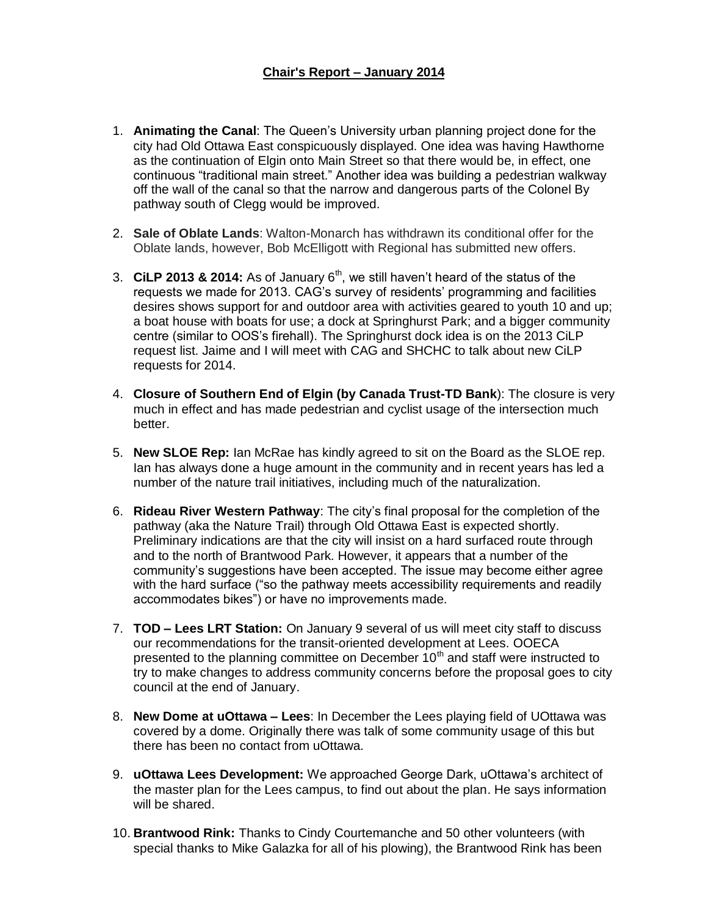**Chair's Report – January 2014**

1. **Animating the Canal**: The Queen's University urban planning project done for the city had Old Ottawa East conspicuously displayed. One idea was having Hawthorne as the continuation of Elgin onto Main Street so that there would be, in effect, one continuous "traditional main street." Another idea was building a pedestrian walkway off the wall of the canal so that the narrow and dangerous parts of the Colonel By pathway south of Clegg would be improved.

2. **Sale of Oblate Lands**: Walton-Monarch has withdrawn its conditional offer for the Oblate lands, however, Bob McElligott with Regional has submitted new offers.

3. **CiLP 2013 & 2014:** As of January 6th, we still haven't heard of the status of the requests we made for 2013. CAG's survey of residents' programming and facilities desires shows support for and outdoor area with activities geared to youth 10 and up; a boat house with boats for use; a dock at Springhurst Park; and a bigger community centre (similar to OOS's firehall). The Springhurst dock idea is on the 2013 CiLP request list. Jaime and I will meet with CAG and SHCHC to talk about new CiLP requests for 2014.

4. **Closure of Southern End of Elgin (by Canada Trust-TD Bank**): The closure is very much in effect and has made pedestrian and cyclist usage of the intersection much better.

5. **New SLOE Rep:** Ian McRae has kindly agreed to sit on the Board as the SLOE rep. Ian has always done a huge amount in the community and in recent years has led a number of the nature trail initiatives, including much of the naturalization.

6. **Rideau River Western Pathway**: The city's final proposal for the completion of the pathway (aka the Nature Trail) through Old Ottawa East is expected shortly. Preliminary indications are that the city will insist on a hard surfaced route through and to the north of Brantwood Park. However, it appears that a number of the community's suggestions have been accepted. The issue may become either agree with the hard surface ("so the pathway meets accessibility requirements and readily accommodates bikes") or have no improvements made.

7. **TOD – Lees LRT Station:** On January 9 several of us will meet city staff to discuss our recommendations for the transit-oriented development at Lees. OOECA presented to the planning committee on December 10th and staff were instructed to try to make changes to address community concerns before the proposal goes to city council at the end of January.

8. **New Dome at uOttawa – Lees**: In December the Lees playing field of UOttawa was covered by a dome. Originally there was talk of some community usage of this but there has been no contact from uOttawa.

9. **uOttawa Lees Development:** We approached George Dark, uOttawa's architect of the master plan for the Lees campus, to find out about the plan. He says information will be shared.

10. **Brantwood Rink:** Thanks to Cindy Courtemanche and 50 other volunteers (with special thanks to Mike Galazka for all of his plowing), the Brantwood Rink has been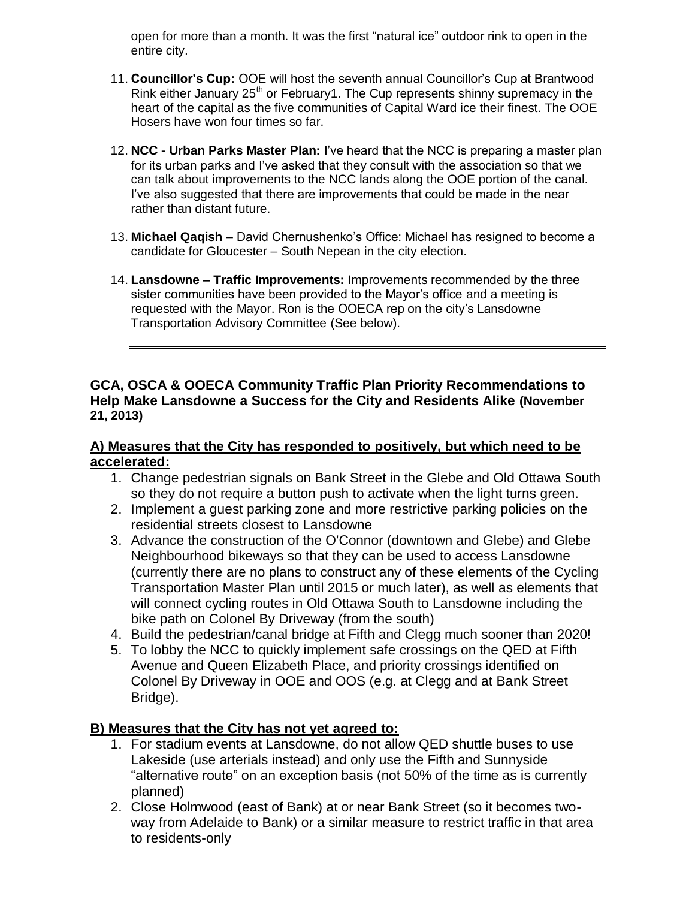open for more than a month. It was the first "natural ice" outdoor rink to open in the entire city.

11. **Councillor's Cup:** OOE will host the seventh annual Councillor's Cup at Brantwood Rink either January 25th or February1. The Cup represents shinny supremacy in the heart of the capital as the five communities of Capital Ward ice their finest. The OOE Hosers have won four times so far.

12. **NCC - Urban Parks Master Plan:** I've heard that the NCC is preparing a master plan for its urban parks and I've asked that they consult with the association so that we can talk about improvements to the NCC lands along the OOE portion of the canal. I've also suggested that there are improvements that could be made in the near rather than distant future.

13. **Michael Qaqish** – David Chernushenko's Office: Michael has resigned to become a candidate for Gloucester – South Nepean in the city election.

14. **Lansdowne – Traffic Improvements:** Improvements recommended by the three sister communities have been provided to the Mayor's office and a meeting is requested with the Mayor. Ron is the OOECA rep on the city's Lansdowne Transportation Advisory Committee (See below).

---

**GCA, OSCA & OOECA Community Traffic Plan Priority Recommendations to Help Make Lansdowne a Success for the City and Residents Alike (November 21, 2013)**

**A) Measures that the City has responded to positively, but which need to be accelerated:**

1. Change pedestrian signals on Bank Street in the Glebe and Old Ottawa South so they do not require a button push to activate when the light turns green.
2. Implement a guest parking zone and more restrictive parking policies on the residential streets closest to Lansdowne
3. Advance the construction of the O'Connor (downtown and Glebe) and Glebe Neighbourhood bikeways so that they can be used to access Lansdowne (currently there are no plans to construct any of these elements of the Cycling Transportation Master Plan until 2015 or much later), as well as elements that will connect cycling routes in Old Ottawa South to Lansdowne including the bike path on Colonel By Driveway (from the south)
4. Build the pedestrian/canal bridge at Fifth and Clegg much sooner than 2020!
5. To lobby the NCC to quickly implement safe crossings on the QED at Fifth Avenue and Queen Elizabeth Place, and priority crossings identified on Colonel By Driveway in OOE and OOS (e.g. at Clegg and at Bank Street Bridge).

**B) Measures that the City has not yet agreed to:**

1. For stadium events at Lansdowne, do not allow QED shuttle buses to use Lakeside (use arterials instead) and only use the Fifth and Sunnyside "alternative route" on an exception basis (not 50% of the time as is currently planned)
2. Close Holmwood (east of Bank) at or near Bank Street (so it becomes two-way from Adelaide to Bank) or a similar measure to restrict traffic in that area to residents-only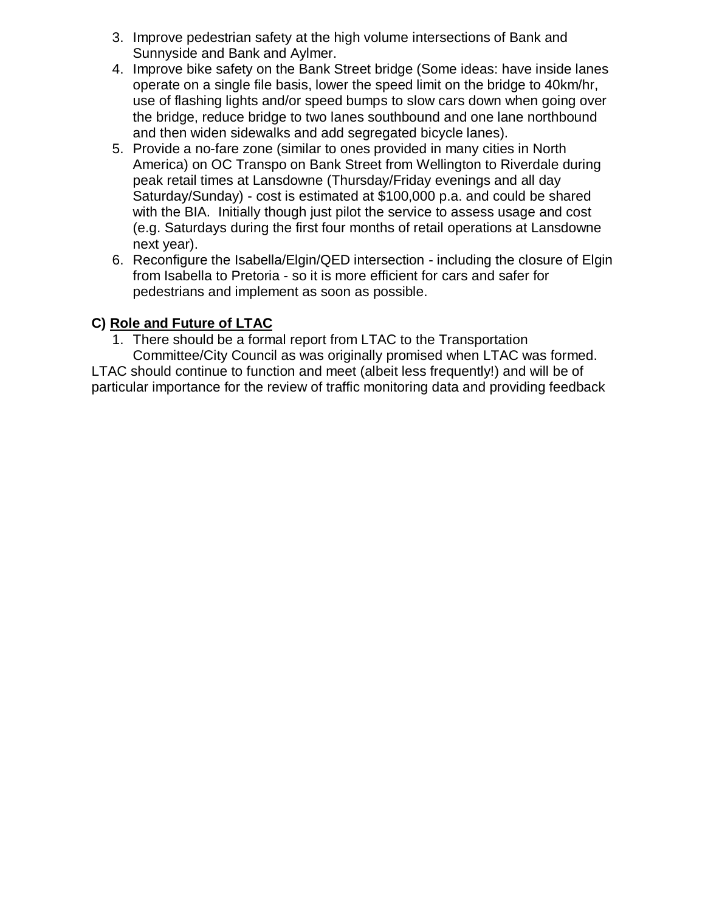3. Improve pedestrian safety at the high volume intersections of Bank and Sunnyside and Bank and Aylmer.
4. Improve bike safety on the Bank Street bridge (Some ideas: have inside lanes operate on a single file basis, lower the speed limit on the bridge to 40km/hr, use of flashing lights and/or speed bumps to slow cars down when going over the bridge, reduce bridge to two lanes southbound and one lane northbound and then widen sidewalks and add segregated bicycle lanes).
5. Provide a no-fare zone (similar to ones provided in many cities in North America) on OC Transpo on Bank Street from Wellington to Riverdale during peak retail times at Lansdowne (Thursday/Friday evenings and all day Saturday/Sunday) - cost is estimated at $100,000 p.a. and could be shared with the BIA. Initially though just pilot the service to assess usage and cost (e.g. Saturdays during the first four months of retail operations at Lansdowne next year).
6. Reconfigure the Isabella/Elgin/QED intersection - including the closure of Elgin from Isabella to Pretoria - so it is more efficient for cars and safer for pedestrians and implement as soon as possible.

**C) Role and Future of LTAC**

1. There should be a formal report from LTAC to the Transportation Committee/City Council as was originally promised when LTAC was formed.

LTAC should continue to function and meet (albeit less frequently!) and will be of particular importance for the review of traffic monitoring data and providing feedback